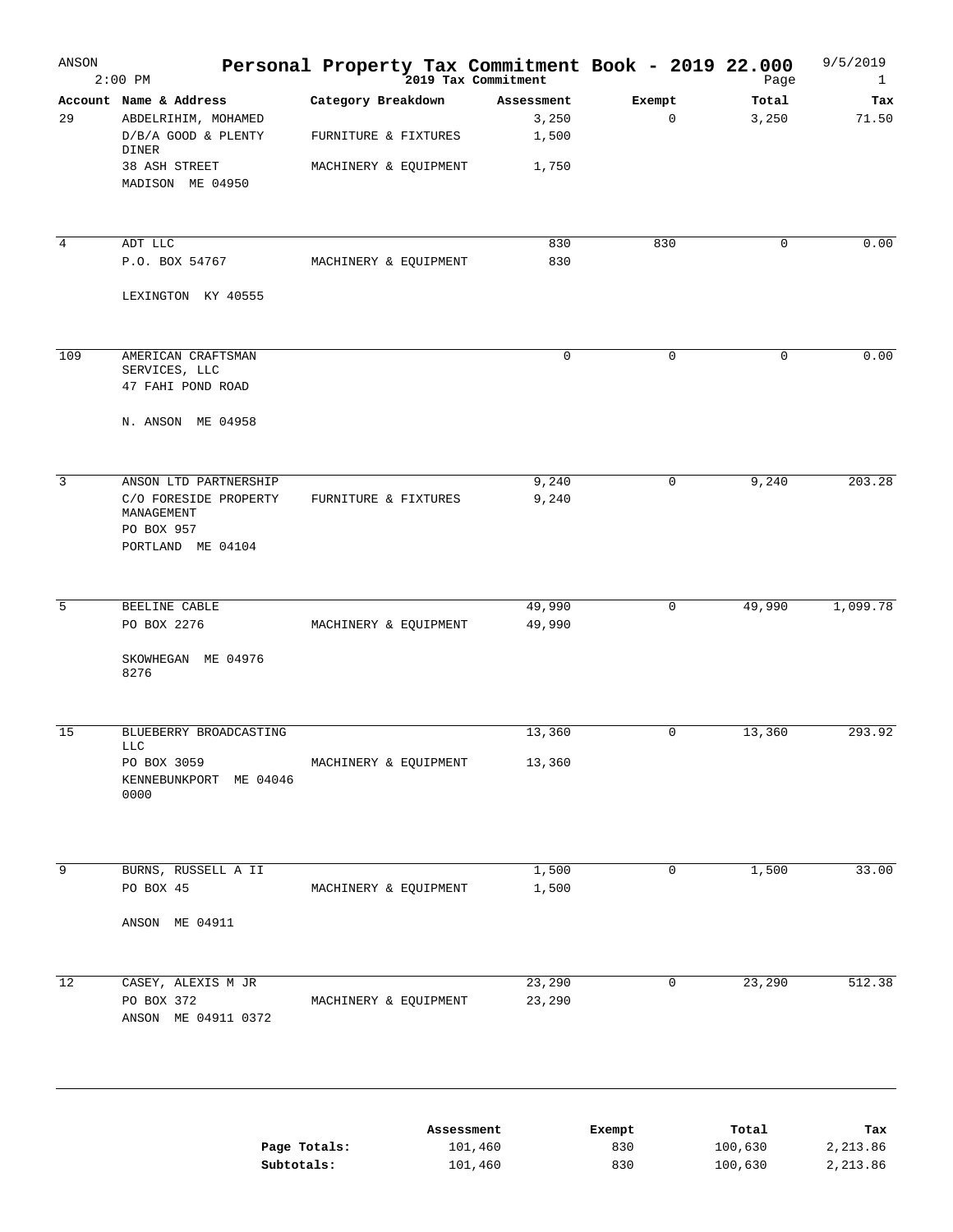# Personal Property Tax Commitment Book - 2019 22.000

ANSON 2:00 PM — 2019 Tax Commitment — 9/5/2019 — Page 1

| Account | Name & Address | Category Breakdown | Assessment | Exempt | Total | Tax |
|---|---|---|---|---|---|---|
| 29 | ABDELRIHIM, MOHAMED | | 3,250 | 0 | 3,250 | 71.50 |
| | D/B/A GOOD & PLENTY DINER | FURNITURE & FIXTURES | 1,500 | | | |
| | 38 ASH STREET | MACHINERY & EQUIPMENT | 1,750 | | | |
| | MADISON ME 04950 | | | | | |
| 4 | ADT LLC | | 830 | 830 | 0 | 0.00 |
| | P.O. BOX 54767 | MACHINERY & EQUIPMENT | 830 | | | |
| | LEXINGTON KY 40555 | | | | | |
| 109 | AMERICAN CRAFTSMAN SERVICES, LLC | | 0 | 0 | 0 | 0.00 |
| | 47 FAHI POND ROAD | | | | | |
| | N. ANSON ME 04958 | | | | | |
| 3 | ANSON LTD PARTNERSHIP | | 9,240 | 0 | 9,240 | 203.28 |
| | C/O FORESIDE PROPERTY MANAGEMENT | FURNITURE & FIXTURES | 9,240 | | | |
| | PO BOX 957 | | | | | |
| | PORTLAND ME 04104 | | | | | |
| 5 | BEELINE CABLE | | 49,990 | 0 | 49,990 | 1,099.78 |
| | PO BOX 2276 | MACHINERY & EQUIPMENT | 49,990 | | | |
| | SKOWHEGAN ME 04976 8276 | | | | | |
| 15 | BLUEBERRY BROADCASTING LLC | | 13,360 | 0 | 13,360 | 293.92 |
| | PO BOX 3059 | MACHINERY & EQUIPMENT | 13,360 | | | |
| | KENNEBUNKPORT ME 04046 0000 | | | | | |
| 9 | BURNS, RUSSELL A II | | 1,500 | 0 | 1,500 | 33.00 |
| | PO BOX 45 | MACHINERY & EQUIPMENT | 1,500 | | | |
| | ANSON ME 04911 | | | | | |
| 12 | CASEY, ALEXIS M JR | | 23,290 | 0 | 23,290 | 512.38 |
| | PO BOX 372 | MACHINERY & EQUIPMENT | 23,290 | | | |
| | ANSON ME 04911 0372 | | | | | |

| | Assessment | Exempt | Total | Tax |
|---|---|---|---|---|
| Page Totals: | 101,460 | 830 | 100,630 | 2,213.86 |
| Subtotals: | 101,460 | 830 | 100,630 | 2,213.86 |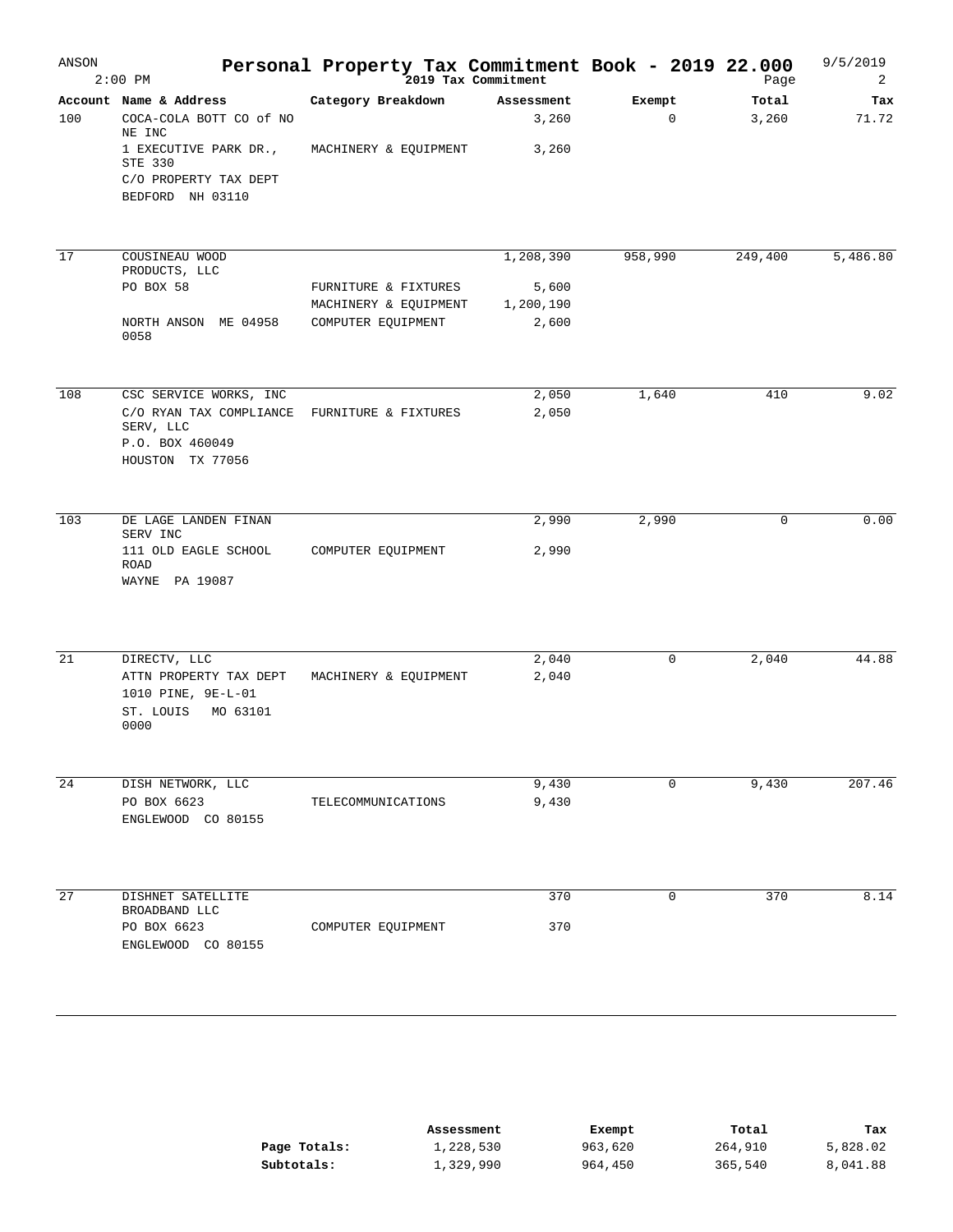# Personal Property Tax Commitment Book - 2019 22.000

ANSON 2:00 PM — 2019 Tax Commitment — 9/5/2019

| Account | Name & Address | Category Breakdown | Assessment | Exempt | Total | Tax |
|---|---|---|---|---|---|---|
| 100 | COCA-COLA BOTT CO of NO NE INC | | 3,260 | 0 | 3,260 | 71.72 |
| | 1 EXECUTIVE PARK DR., STE 330 | MACHINERY & EQUIPMENT | 3,260 | | | |
| | C/O PROPERTY TAX DEPT | | | | | |
| | BEDFORD NH 03110 | | | | | |
| 17 | COUSINEAU WOOD PRODUCTS, LLC | | 1,208,390 | 958,990 | 249,400 | 5,486.80 |
| | PO BOX 58 | FURNITURE & FIXTURES | 5,600 | | | |
| | | MACHINERY & EQUIPMENT | 1,200,190 | | | |
| | NORTH ANSON ME 04958 0058 | COMPUTER EQUIPMENT | 2,600 | | | |
| 108 | CSC SERVICE WORKS, INC | | 2,050 | 1,640 | 410 | 9.02 |
| | C/O RYAN TAX COMPLIANCE SERV, LLC | FURNITURE & FIXTURES | 2,050 | | | |
| | P.O. BOX 460049 | | | | | |
| | HOUSTON TX 77056 | | | | | |
| 103 | DE LAGE LANDEN FINAN SERV INC | | 2,990 | 2,990 | 0 | 0.00 |
| | 111 OLD EAGLE SCHOOL ROAD | COMPUTER EQUIPMENT | 2,990 | | | |
| | WAYNE PA 19087 | | | | | |
| 21 | DIRECTV, LLC | | 2,040 | 0 | 2,040 | 44.88 |
| | ATTN PROPERTY TAX DEPT | MACHINERY & EQUIPMENT | 2,040 | | | |
| | 1010 PINE, 9E-L-01 | | | | | |
| | ST. LOUIS MO 63101 0000 | | | | | |
| 24 | DISH NETWORK, LLC | | 9,430 | 0 | 9,430 | 207.46 |
| | PO BOX 6623 | TELECOMMUNICATIONS | 9,430 | | | |
| | ENGLEWOOD CO 80155 | | | | | |
| 27 | DISHNET SATELLITE BROADBAND LLC | | 370 | 0 | 370 | 8.14 |
| | PO BOX 6623 | COMPUTER EQUIPMENT | 370 | | | |
| | ENGLEWOOD CO 80155 | | | | | |

| | Assessment | Exempt | Total | Tax |
|---|---|---|---|---|
| **Page Totals:** | 1,228,530 | 963,620 | 264,910 | 5,828.02 |
| **Subtotals:** | 1,329,990 | 964,450 | 365,540 | 8,041.88 |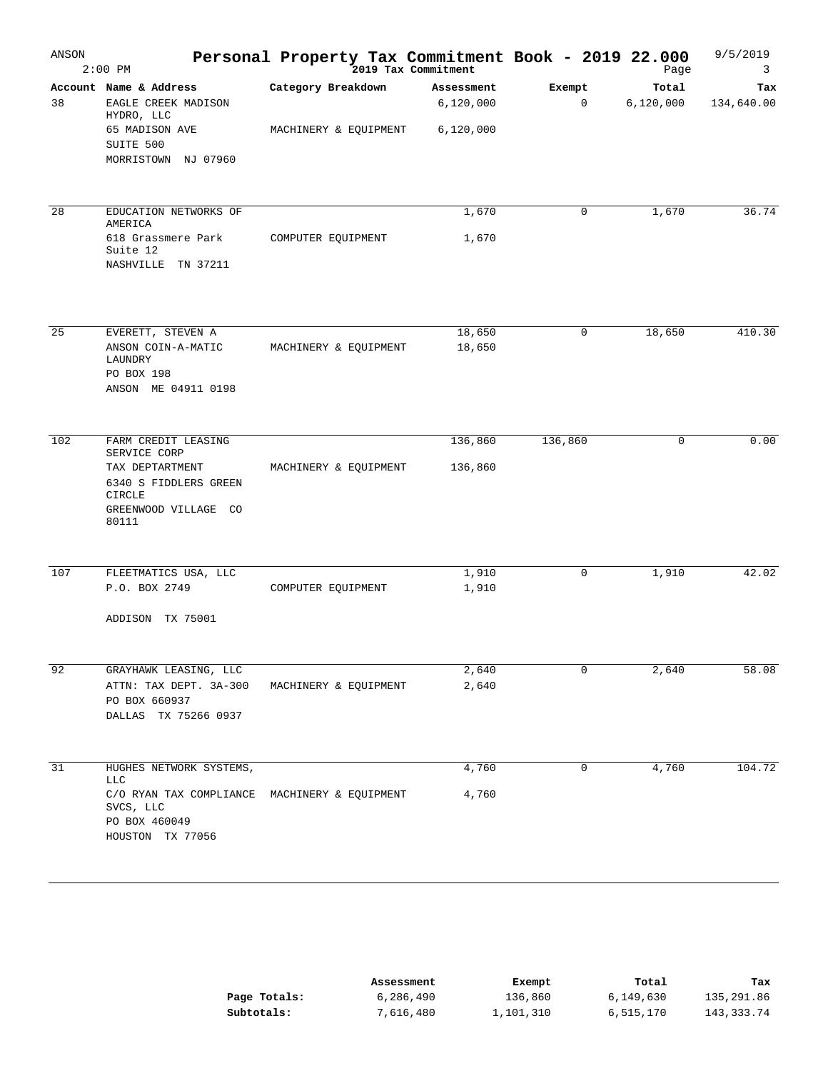# Personal Property Tax Commitment Book - 2019 22.000

2019 Tax Commitment

| Account | Name & Address | Category Breakdown | Assessment | Exempt | Total | Tax |
|---|---|---|---|---|---|---|
| 38 | EAGLE CREEK MADISON HYDRO, LLC | | 6,120,000 | 0 | 6,120,000 | 134,640.00 |
| | 65 MADISON AVE SUITE 500 MORRISTOWN NJ 07960 | MACHINERY & EQUIPMENT | 6,120,000 | | | |
| 28 | EDUCATION NETWORKS OF AMERICA | | 1,670 | 0 | 1,670 | 36.74 |
| | 618 Grassmere Park Suite 12 NASHVILLE TN 37211 | COMPUTER EQUIPMENT | 1,670 | | | |
| 25 | EVERETT, STEVEN A | | 18,650 | 0 | 18,650 | 410.30 |
| | ANSON COIN-A-MATIC LAUNDRY PO BOX 198 ANSON ME 04911 0198 | MACHINERY & EQUIPMENT | 18,650 | | | |
| 102 | FARM CREDIT LEASING SERVICE CORP | | 136,860 | 136,860 | 0 | 0.00 |
| | TAX DEPTARTMENT 6340 S FIDDLERS GREEN CIRCLE GREENWOOD VILLAGE CO 80111 | MACHINERY & EQUIPMENT | 136,860 | | | |
| 107 | FLEETMATICS USA, LLC | | 1,910 | 0 | 1,910 | 42.02 |
| | P.O. BOX 2749 ADDISON TX 75001 | COMPUTER EQUIPMENT | 1,910 | | | |
| 92 | GRAYHAWK LEASING, LLC | | 2,640 | 0 | 2,640 | 58.08 |
| | ATTN: TAX DEPT. 3A-300 PO BOX 660937 DALLAS TX 75266 0937 | MACHINERY & EQUIPMENT | 2,640 | | | |
| 31 | HUGHES NETWORK SYSTEMS, LLC | | 4,760 | 0 | 4,760 | 104.72 |
| | C/O RYAN TAX COMPLIANCE SVCS, LLC PO BOX 460049 HOUSTON TX 77056 | MACHINERY & EQUIPMENT | 4,760 | | | |

| | Assessment | Exempt | Total | Tax |
|---|---|---|---|---|
| **Page Totals:** | 6,286,490 | 136,860 | 6,149,630 | 135,291.86 |
| **Subtotals:** | 7,616,480 | 1,101,310 | 6,515,170 | 143,333.74 |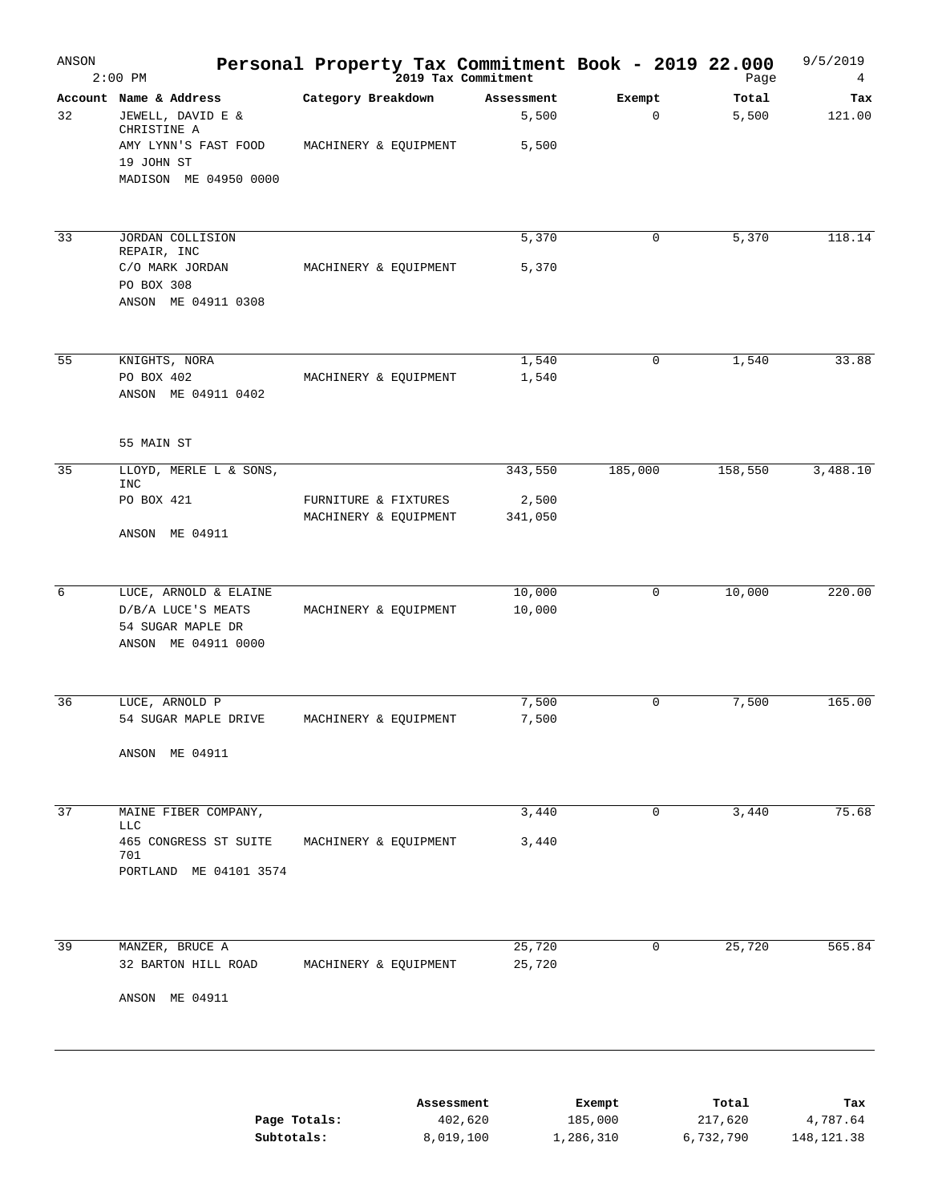# Personal Property Tax Commitment Book - 2019 22.000

2019 Tax Commitment

ANSON — 2:00 PM — 9/5/2019

| Account | Name & Address | Category Breakdown | Assessment | Exempt | Total | Tax |
|---|---|---|---|---|---|---|
| 32 | JEWELL, DAVID E & CHRISTINE A | | 5,500 | 0 | 5,500 | 121.00 |
| | AMY LYNN'S FAST FOOD | MACHINERY & EQUIPMENT | 5,500 | | | |
| | 19 JOHN ST | | | | | |
| | MADISON ME 04950 0000 | | | | | |
| 33 | JORDAN COLLISION REPAIR, INC | | 5,370 | 0 | 5,370 | 118.14 |
| | C/O MARK JORDAN | MACHINERY & EQUIPMENT | 5,370 | | | |
| | PO BOX 308 | | | | | |
| | ANSON ME 04911 0308 | | | | | |
| 55 | KNIGHTS, NORA | | 1,540 | 0 | 1,540 | 33.88 |
| | PO BOX 402 | MACHINERY & EQUIPMENT | 1,540 | | | |
| | ANSON ME 04911 0402 | | | | | |
| | 55 MAIN ST | | | | | |
| 35 | LLOYD, MERLE L & SONS, INC | | 343,550 | 185,000 | 158,550 | 3,488.10 |
| | PO BOX 421 | FURNITURE & FIXTURES | 2,500 | | | |
| | | MACHINERY & EQUIPMENT | 341,050 | | | |
| | ANSON ME 04911 | | | | | |
| 6 | LUCE, ARNOLD & ELAINE | | 10,000 | 0 | 10,000 | 220.00 |
| | D/B/A LUCE'S MEATS | MACHINERY & EQUIPMENT | 10,000 | | | |
| | 54 SUGAR MAPLE DR | | | | | |
| | ANSON ME 04911 0000 | | | | | |
| 36 | LUCE, ARNOLD P | | 7,500 | 0 | 7,500 | 165.00 |
| | 54 SUGAR MAPLE DRIVE | MACHINERY & EQUIPMENT | 7,500 | | | |
| | ANSON ME 04911 | | | | | |
| 37 | MAINE FIBER COMPANY, LLC | | 3,440 | 0 | 3,440 | 75.68 |
| | 465 CONGRESS ST SUITE 701 | MACHINERY & EQUIPMENT | 3,440 | | | |
| | PORTLAND ME 04101 3574 | | | | | |
| 39 | MANZER, BRUCE A | | 25,720 | 0 | 25,720 | 565.84 |
| | 32 BARTON HILL ROAD | MACHINERY & EQUIPMENT | 25,720 | | | |
| | ANSON ME 04911 | | | | | |

| | Assessment | Exempt | Total | Tax |
|---|---|---|---|---|
| **Page Totals:** | 402,620 | 185,000 | 217,620 | 4,787.64 |
| **Subtotals:** | 8,019,100 | 1,286,310 | 6,732,790 | 148,121.38 |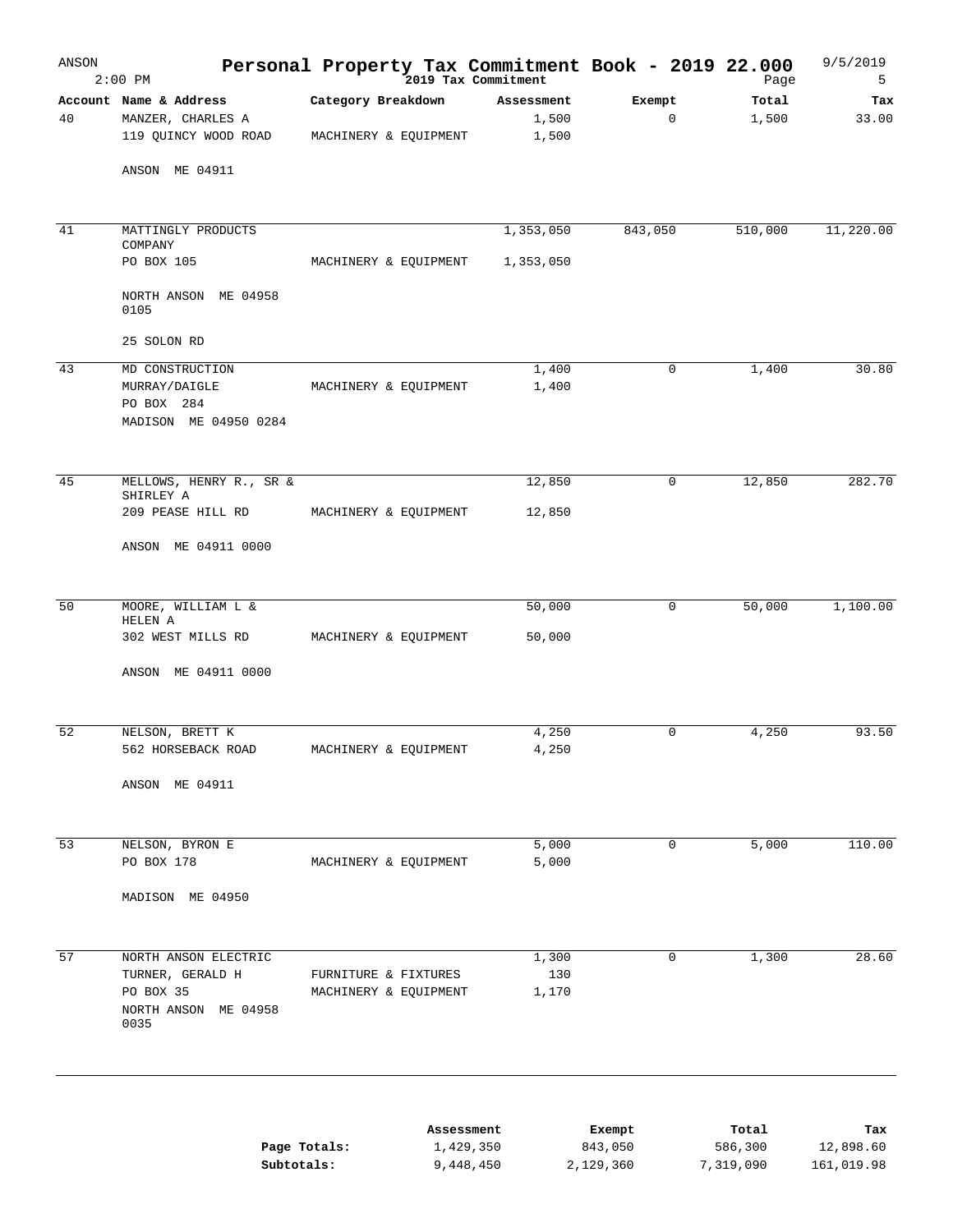# Personal Property Tax Commitment Book - 2019 22.000

2019 Tax Commitment

| Account | Name & Address | Category Breakdown | Assessment | Exempt | Total | Tax |
|---|---|---|---|---|---|---|
| 40 | MANZER, CHARLES A | | 1,500 | 0 | 1,500 | 33.00 |
| | 119 QUINCY WOOD ROAD | MACHINERY & EQUIPMENT | 1,500 | | | |
| | ANSON ME 04911 | | | | | |
| 41 | MATTINGLY PRODUCTS COMPANY | | 1,353,050 | 843,050 | 510,000 | 11,220.00 |
| | PO BOX 105 | MACHINERY & EQUIPMENT | 1,353,050 | | | |
| | NORTH ANSON ME 04958 0105 | | | | | |
| | 25 SOLON RD | | | | | |
| 43 | MD CONSTRUCTION | | 1,400 | 0 | 1,400 | 30.80 |
| | MURRAY/DAIGLE | MACHINERY & EQUIPMENT | 1,400 | | | |
| | PO BOX 284 | | | | | |
| | MADISON ME 04950 0284 | | | | | |
| 45 | MELLOWS, HENRY R., SR & SHIRLEY A | | 12,850 | 0 | 12,850 | 282.70 |
| | 209 PEASE HILL RD | MACHINERY & EQUIPMENT | 12,850 | | | |
| | ANSON ME 04911 0000 | | | | | |
| 50 | MOORE, WILLIAM L & HELEN A | | 50,000 | 0 | 50,000 | 1,100.00 |
| | 302 WEST MILLS RD | MACHINERY & EQUIPMENT | 50,000 | | | |
| | ANSON ME 04911 0000 | | | | | |
| 52 | NELSON, BRETT K | | 4,250 | 0 | 4,250 | 93.50 |
| | 562 HORSEBACK ROAD | MACHINERY & EQUIPMENT | 4,250 | | | |
| | ANSON ME 04911 | | | | | |
| 53 | NELSON, BYRON E | | 5,000 | 0 | 5,000 | 110.00 |
| | PO BOX 178 | MACHINERY & EQUIPMENT | 5,000 | | | |
| | MADISON ME 04950 | | | | | |
| 57 | NORTH ANSON ELECTRIC | | 1,300 | 0 | 1,300 | 28.60 |
| | TURNER, GERALD H | FURNITURE & FIXTURES | 130 | | | |
| | PO BOX 35 | MACHINERY & EQUIPMENT | 1,170 | | | |
| | NORTH ANSON ME 04958 0035 | | | | | |

| | Assessment | Exempt | Total | Tax |
|---|---|---|---|---|
| **Page Totals:** | 1,429,350 | 843,050 | 586,300 | 12,898.60 |
| **Subtotals:** | 9,448,450 | 2,129,360 | 7,319,090 | 161,019.98 |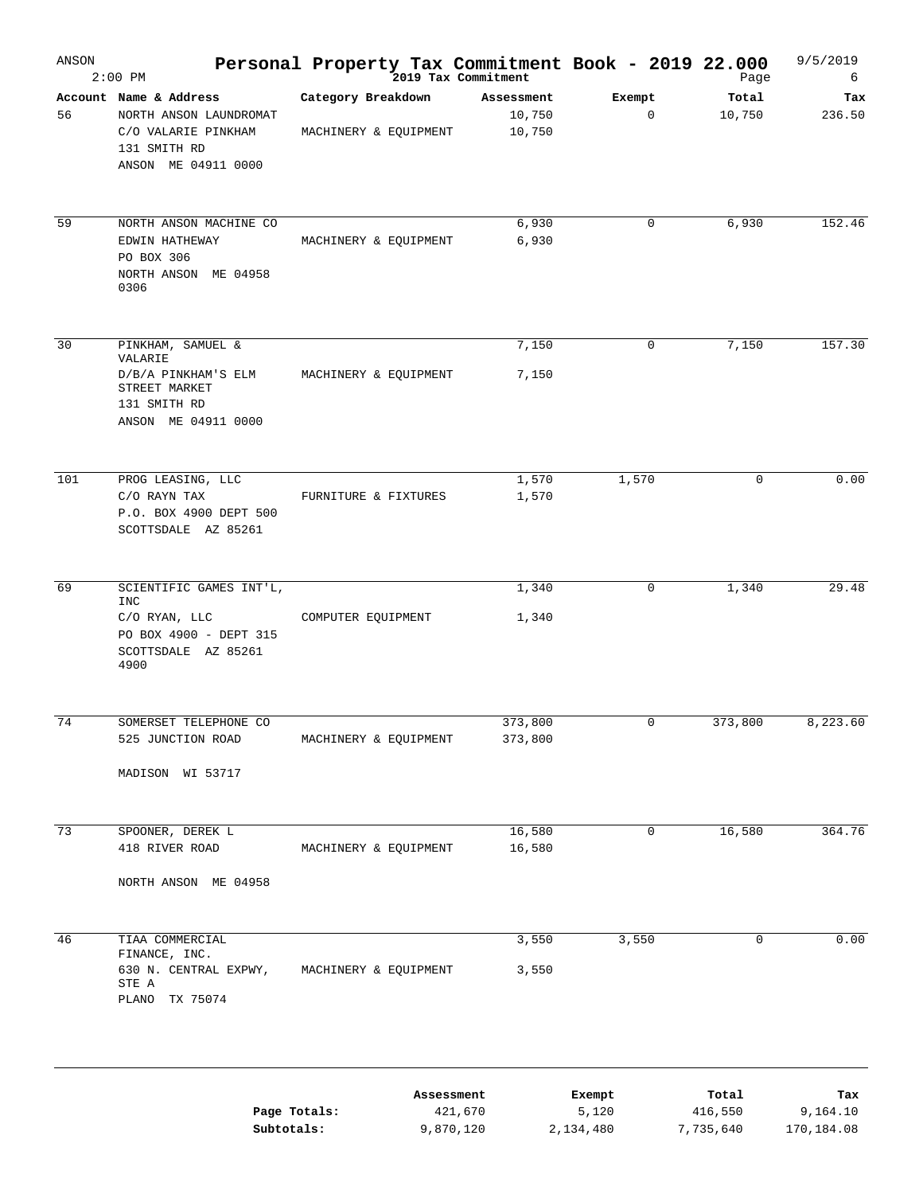# Personal Property Tax Commitment Book - 2019 22.000

ANSON
2:00 PM
2019 Tax Commitment
9/5/2019

| Account | Name & Address | Category Breakdown | Assessment | Exempt | Total | Tax |
|---|---|---|---|---|---|---|
| 56 | NORTH ANSON LAUNDROMAT | | 10,750 | 0 | 10,750 | 236.50 |
| | C/O VALARIE PINKHAM | MACHINERY & EQUIPMENT | 10,750 | | | |
| | 131 SMITH RD | | | | | |
| | ANSON ME 04911 0000 | | | | | |
| 59 | NORTH ANSON MACHINE CO | | 6,930 | 0 | 6,930 | 152.46 |
| | EDWIN HATHEWAY | MACHINERY & EQUIPMENT | 6,930 | | | |
| | PO BOX 306 | | | | | |
| | NORTH ANSON ME 04958 0306 | | | | | |
| 30 | PINKHAM, SAMUEL & VALARIE | | 7,150 | 0 | 7,150 | 157.30 |
| | D/B/A PINKHAM'S ELM STREET MARKET | MACHINERY & EQUIPMENT | 7,150 | | | |
| | 131 SMITH RD | | | | | |
| | ANSON ME 04911 0000 | | | | | |
| 101 | PROG LEASING, LLC | | 1,570 | 1,570 | 0 | 0.00 |
| | C/O RAYN TAX | FURNITURE & FIXTURES | 1,570 | | | |
| | P.O. BOX 4900 DEPT 500 | | | | | |
| | SCOTTSDALE AZ 85261 | | | | | |
| 69 | SCIENTIFIC GAMES INT'L, INC | | 1,340 | 0 | 1,340 | 29.48 |
| | C/O RYAN, LLC | COMPUTER EQUIPMENT | 1,340 | | | |
| | PO BOX 4900 - DEPT 315 | | | | | |
| | SCOTTSDALE AZ 85261 4900 | | | | | |
| 74 | SOMERSET TELEPHONE CO | | 373,800 | 0 | 373,800 | 8,223.60 |
| | 525 JUNCTION ROAD | MACHINERY & EQUIPMENT | 373,800 | | | |
| | MADISON WI 53717 | | | | | |
| 73 | SPOONER, DEREK L | | 16,580 | 0 | 16,580 | 364.76 |
| | 418 RIVER ROAD | MACHINERY & EQUIPMENT | 16,580 | | | |
| | NORTH ANSON ME 04958 | | | | | |
| 46 | TIAA COMMERCIAL FINANCE, INC. | | 3,550 | 3,550 | 0 | 0.00 |
| | 630 N. CENTRAL EXPWY, STE A | MACHINERY & EQUIPMENT | 3,550 | | | |
| | PLANO TX 75074 | | | | | |

| | Assessment | Exempt | Total | Tax |
|---|---|---|---|---|
| **Page Totals:** | 421,670 | 5,120 | 416,550 | 9,164.10 |
| **Subtotals:** | 9,870,120 | 2,134,480 | 7,735,640 | 170,184.08 |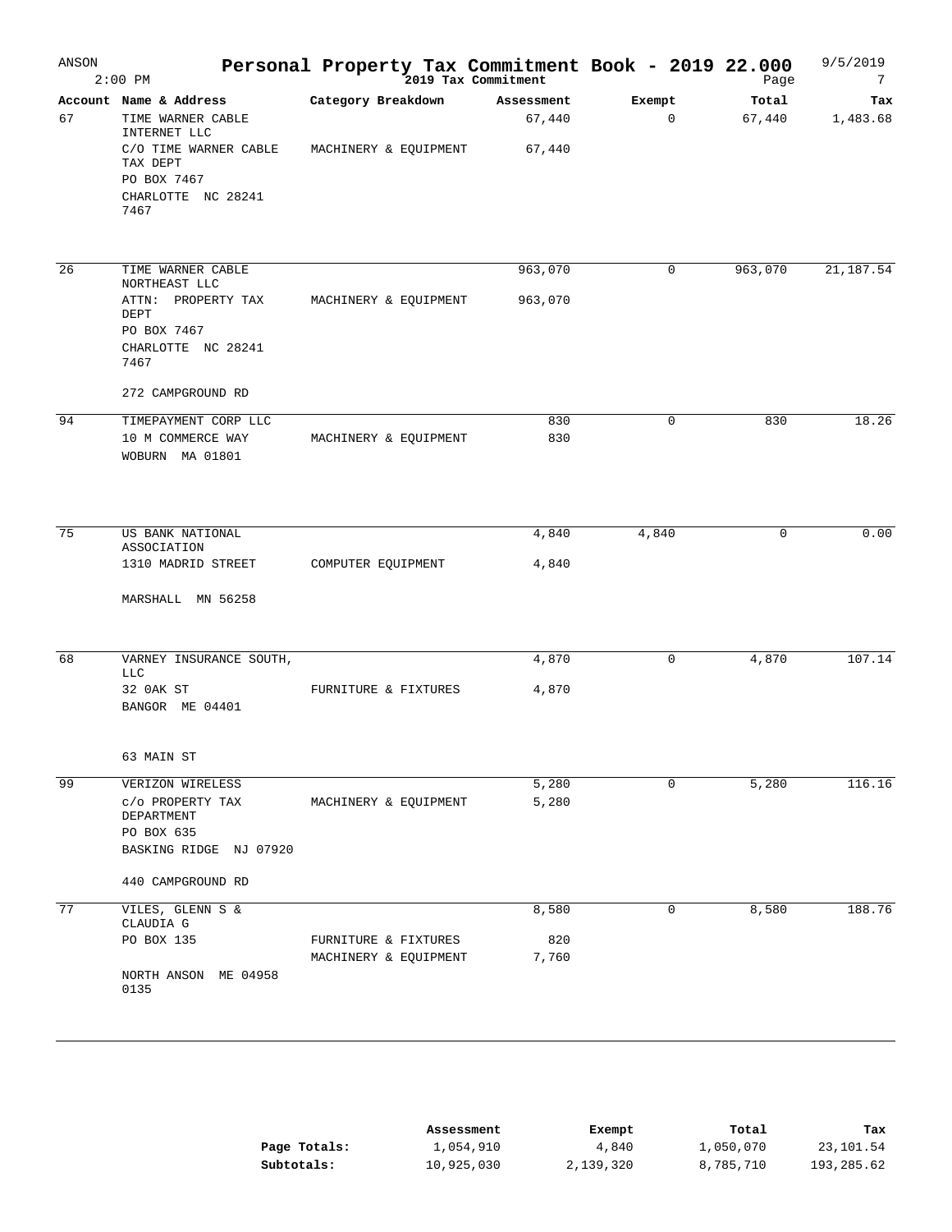# Personal Property Tax Commitment Book - 2019 22.000

ANSON — 2:00 PM — 2019 Tax Commitment — 9/5/2019

| Account | Name & Address | Category Breakdown | Assessment | Exempt | Total | Tax |
|---|---|---|---|---|---|---|
| 67 | TIME WARNER CABLE INTERNET LLC | | 67,440 | 0 | 67,440 | 1,483.68 |
| | C/O TIME WARNER CABLE TAX DEPT | MACHINERY & EQUIPMENT | 67,440 | | | |
| | PO BOX 7467 | | | | | |
| | CHARLOTTE NC 28241 7467 | | | | | |
| 26 | TIME WARNER CABLE NORTHEAST LLC | | 963,070 | 0 | 963,070 | 21,187.54 |
| | ATTN: PROPERTY TAX DEPT | MACHINERY & EQUIPMENT | 963,070 | | | |
| | PO BOX 7467 | | | | | |
| | CHARLOTTE NC 28241 7467 | | | | | |
| | 272 CAMPGROUND RD | | | | | |
| 94 | TIMEPAYMENT CORP LLC | | 830 | 0 | 830 | 18.26 |
| | 10 M COMMERCE WAY | MACHINERY & EQUIPMENT | 830 | | | |
| | WOBURN MA 01801 | | | | | |
| 75 | US BANK NATIONAL ASSOCIATION | | 4,840 | 4,840 | 0 | 0.00 |
| | 1310 MADRID STREET | COMPUTER EQUIPMENT | 4,840 | | | |
| | MARSHALL MN 56258 | | | | | |
| 68 | VARNEY INSURANCE SOUTH, LLC | | 4,870 | 0 | 4,870 | 107.14 |
| | 32 0AK ST | FURNITURE & FIXTURES | 4,870 | | | |
| | BANGOR ME 04401 | | | | | |
| | 63 MAIN ST | | | | | |
| 99 | VERIZON WIRELESS | | 5,280 | 0 | 5,280 | 116.16 |
| | c/o PROPERTY TAX DEPARTMENT | MACHINERY & EQUIPMENT | 5,280 | | | |
| | PO BOX 635 | | | | | |
| | BASKING RIDGE NJ 07920 | | | | | |
| | 440 CAMPGROUND RD | | | | | |
| 77 | VILES, GLENN S & CLAUDIA G | | 8,580 | 0 | 8,580 | 188.76 |
| | PO BOX 135 | FURNITURE & FIXTURES | 820 | | | |
| | | MACHINERY & EQUIPMENT | 7,760 | | | |
| | NORTH ANSON ME 04958 0135 | | | | | |

| | Assessment | Exempt | Total | Tax |
|---|---|---|---|---|
| **Page Totals:** | 1,054,910 | 4,840 | 1,050,070 | 23,101.54 |
| **Subtotals:** | 10,925,030 | 2,139,320 | 8,785,710 | 193,285.62 |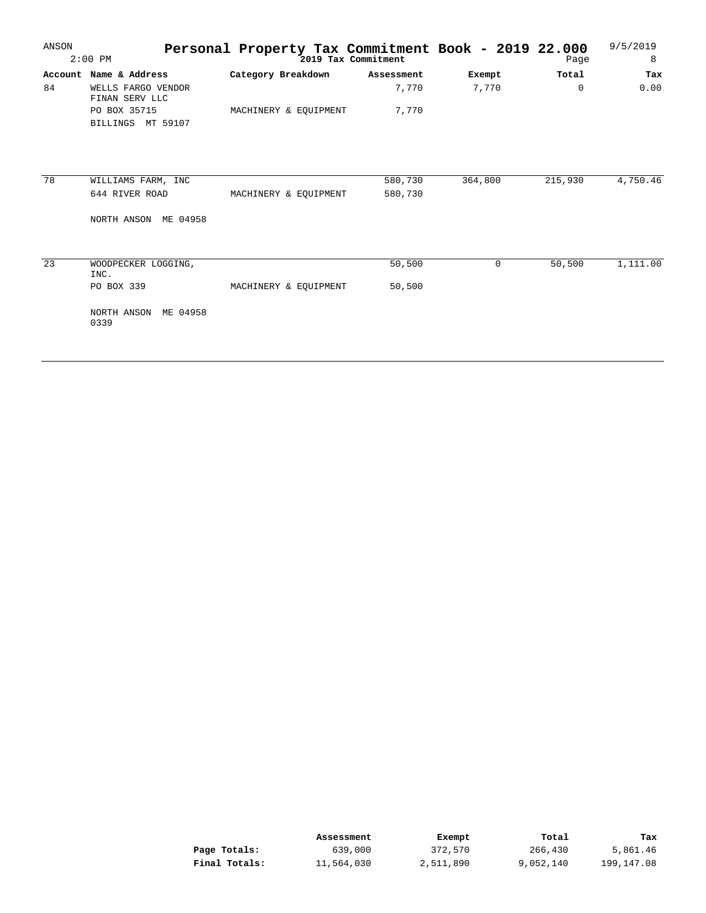ANSON 2:00 PM

# Personal Property Tax Commitment Book - 2019 22.000

2019 Tax Commitment

9/5/2019

| Account | Name & Address | Category Breakdown | Assessment | Exempt | Total | Tax |
|---|---|---|---|---|---|---|
| 84 | WELLS FARGO VENDOR FINAN SERV LLC | | 7,770 | 7,770 | 0 | 0.00 |
| | PO BOX 35715 | MACHINERY & EQUIPMENT | 7,770 | | | |
| | BILLINGS MT 59107 | | | | | |
| 78 | WILLIAMS FARM, INC | | 580,730 | 364,800 | 215,930 | 4,750.46 |
| | 644 RIVER ROAD | MACHINERY & EQUIPMENT | 580,730 | | | |
| | NORTH ANSON ME 04958 | | | | | |
| 23 | WOODPECKER LOGGING, INC. | | 50,500 | 0 | 50,500 | 1,111.00 |
| | PO BOX 339 | MACHINERY & EQUIPMENT | 50,500 | | | |
| | NORTH ANSON ME 04958 0339 | | | | | |

| | Assessment | Exempt | Total | Tax |
|---|---|---|---|---|
| **Page Totals:** | 639,000 | 372,570 | 266,430 | 5,861.46 |
| **Final Totals:** | 11,564,030 | 2,511,890 | 9,052,140 | 199,147.08 |